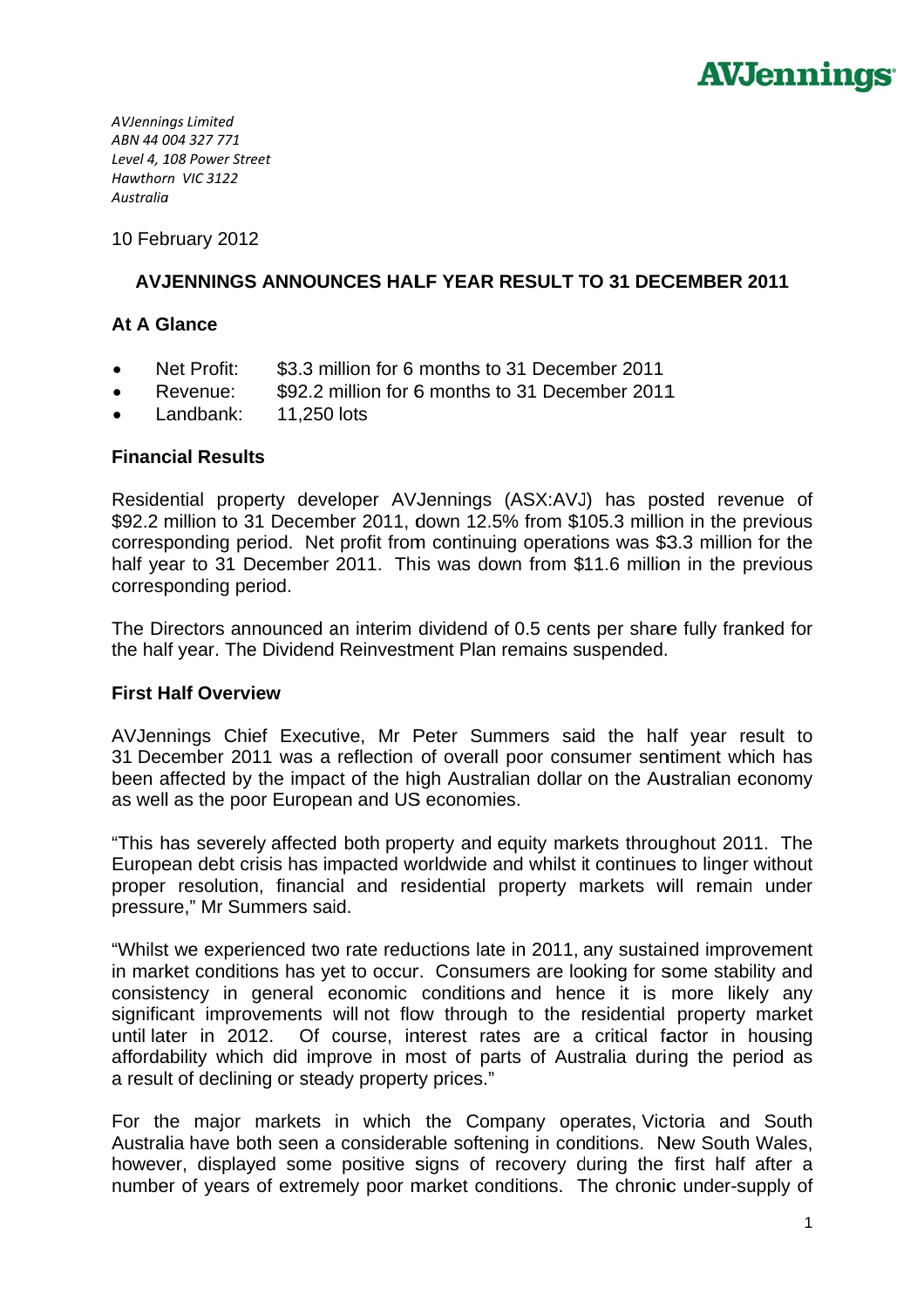AVJennings

*AVJennings Limited*
*ABN 44 004 327 771*
*Level 4, 108 Power Street*
*Hawthorn VIC 3122*
*Australia*

10 February 2012

## AVJENNINGS ANNOUNCES HALF YEAR RESULT TO 31 DECEMBER 2011

### At A Glance

- Net Profit: $3.3 million for 6 months to 31 December 2011
- Revenue: $92.2 million for 6 months to 31 December 2011
- Landbank: 11,250 lots

### Financial Results

Residential property developer AVJennings (ASX:AVJ) has posted revenue of $92.2 million to 31 December 2011, down 12.5% from $105.3 million in the previous corresponding period. Net profit from continuing operations was $3.3 million for the half year to 31 December 2011. This was down from $11.6 million in the previous corresponding period.

The Directors announced an interim dividend of 0.5 cents per share fully franked for the half year. The Dividend Reinvestment Plan remains suspended.

### First Half Overview

AVJennings Chief Executive, Mr Peter Summers said the half year result to 31 December 2011 was a reflection of overall poor consumer sentiment which has been affected by the impact of the high Australian dollar on the Australian economy as well as the poor European and US economies.

"This has severely affected both property and equity markets throughout 2011. The European debt crisis has impacted worldwide and whilst it continues to linger without proper resolution, financial and residential property markets will remain under pressure," Mr Summers said.

"Whilst we experienced two rate reductions late in 2011, any sustained improvement in market conditions has yet to occur. Consumers are looking for some stability and consistency in general economic conditions and hence it is more likely any significant improvements will not flow through to the residential property market until later in 2012. Of course, interest rates are a critical factor in housing affordability which did improve in most of parts of Australia during the period as a result of declining or steady property prices."

For the major markets in which the Company operates, Victoria and South Australia have both seen a considerable softening in conditions. New South Wales, however, displayed some positive signs of recovery during the first half after a number of years of extremely poor market conditions. The chronic under-supply of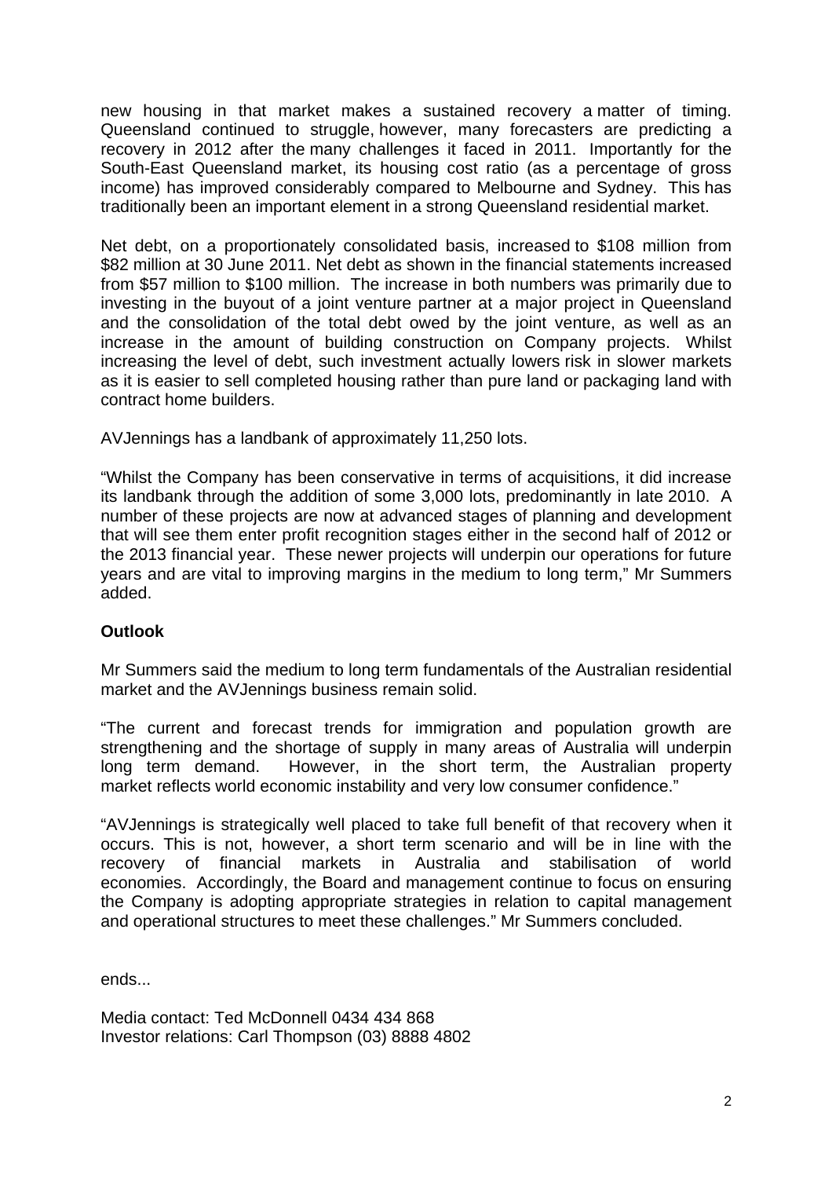new housing in that market makes a sustained recovery a matter of timing. Queensland continued to struggle, however, many forecasters are predicting a recovery in 2012 after the many challenges it faced in 2011. Importantly for the South-East Queensland market, its housing cost ratio (as a percentage of gross income) has improved considerably compared to Melbourne and Sydney. This has traditionally been an important element in a strong Queensland residential market.

Net debt, on a proportionately consolidated basis, increased to $108 million from $82 million at 30 June 2011. Net debt as shown in the financial statements increased from $57 million to $100 million. The increase in both numbers was primarily due to investing in the buyout of a joint venture partner at a major project in Queensland and the consolidation of the total debt owed by the joint venture, as well as an increase in the amount of building construction on Company projects. Whilst increasing the level of debt, such investment actually lowers risk in slower markets as it is easier to sell completed housing rather than pure land or packaging land with contract home builders.

AVJennings has a landbank of approximately 11,250 lots.

"Whilst the Company has been conservative in terms of acquisitions, it did increase its landbank through the addition of some 3,000 lots, predominantly in late 2010. A number of these projects are now at advanced stages of planning and development that will see them enter profit recognition stages either in the second half of 2012 or the 2013 financial year. These newer projects will underpin our operations for future years and are vital to improving margins in the medium to long term," Mr Summers added.

**Outlook**

Mr Summers said the medium to long term fundamentals of the Australian residential market and the AVJennings business remain solid.

"The current and forecast trends for immigration and population growth are strengthening and the shortage of supply in many areas of Australia will underpin long term demand. However, in the short term, the Australian property market reflects world economic instability and very low consumer confidence."

"AVJennings is strategically well placed to take full benefit of that recovery when it occurs. This is not, however, a short term scenario and will be in line with the recovery of financial markets in Australia and stabilisation of world economies. Accordingly, the Board and management continue to focus on ensuring the Company is adopting appropriate strategies in relation to capital management and operational structures to meet these challenges." Mr Summers concluded.

ends...

Media contact: Ted McDonnell 0434 434 868
Investor relations: Carl Thompson (03) 8888 4802